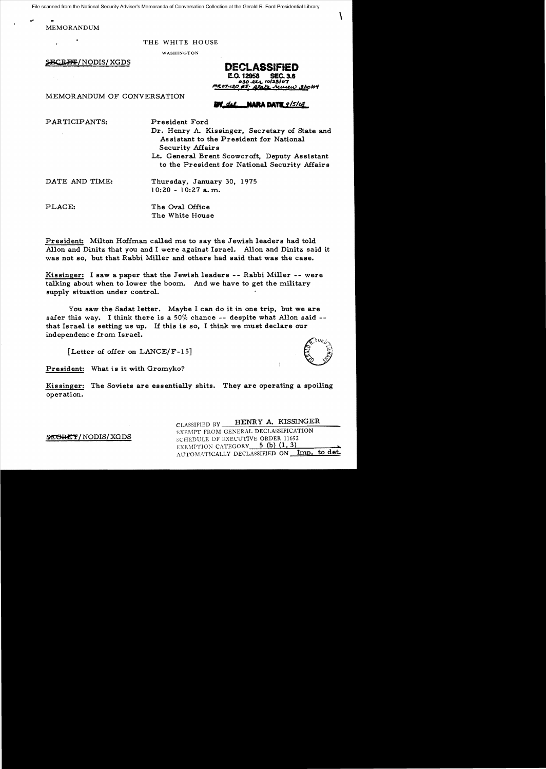File scanned from the National Security Adviser's Memoranda of Conversation Collection at the Gerald R. Ford Presidential Library

MEMORANDUM

THE WHITE HOUSE

WASHINGTON

SECRET/NODIS/XGDS

**DECLASSIFIED**
E.O. 12958 SEC. 3.6
050 ltr 10/23/07
MR07-120 #5: State review 3/10/04
BY dal NARA DATE 9/5/08

MEMORANDUM OF CONVERSATION

PARTICIPANTS: President Ford
Dr. Henry A. Kissinger, Secretary of State and Assistant to the President for National Security Affairs
Lt. General Brent Scowcroft, Deputy Assistant to the President for National Security Affairs

DATE AND TIME: Thursday, January 30, 1975
10:20 - 10:27 a.m.

PLACE: The Oval Office
The White House

President: Milton Hoffman called me to say the Jewish leaders had told Allon and Dinitz that you and I were against Israel. Allon and Dinitz said it was not so, but that Rabbi Miller and others had said that was the case.

Kissinger: I saw a paper that the Jewish leaders -- Rabbi Miller -- were talking about when to lower the boom. And we have to get the military supply situation under control.

You saw the Sadat letter. Maybe I can do it in one trip, but we are safer this way. I think there is a 50% chance -- despite what Allon said -- that Israel is setting us up. If this is so, I think we must declare our independence from Israel.

[Letter of offer on LANCE/F-15]

President: What is it with Gromyko?

Kissinger: The Soviets are essentially shits. They are operating a spoiling operation.

SECRET/NODIS/XGDS

CLASSIFIED BY HENRY A. KISSINGER
EXEMPT FROM GENERAL DECLASSIFICATION SCHEDULE OF EXECUTIVE ORDER 11652
EXEMPTION CATEGORY 5 (b) (1, 3)
AUTOMATICALLY DECLASSIFIED ON Imp. to det.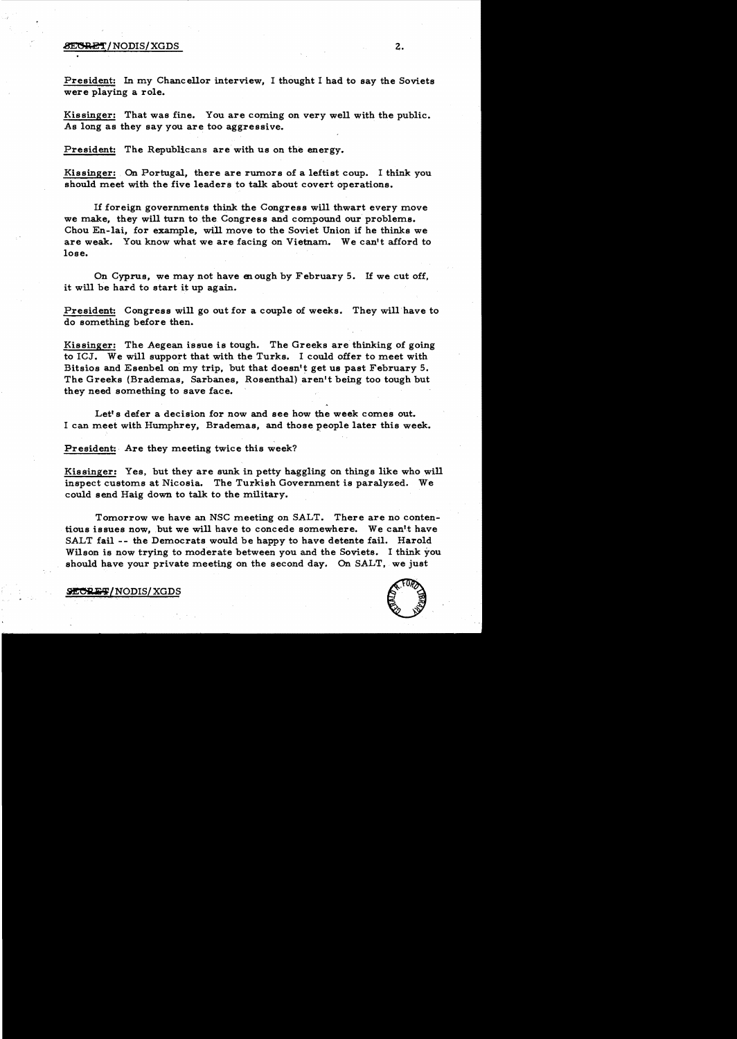President: In my Chancellor interview, I thought I had to say the Soviets were playing a role.

Kissinger: That was fine. You are coming on very well with the public. As long as they say you are too aggressive.

President: The Republicans are with us on the energy.

Kissinger: On Portugal, there are rumors of a leftist coup. I think you should meet with the five leaders to talk about covert operations.

If foreign governments think the Congress will thwart every move we make, they will turn to the Congress and compound our problems. Chou En-lai, for example, will move to the Soviet Union if he thinks we are weak. You know what we are facing on Vietnam. We can't afford to lose.

On Cyprus, we may not have enough by February 5. If we cut off, it will be hard to start it up again.

President: Congress will go out for a couple of weeks. They will have to do something before then.

Kissinger: The Aegean issue is tough. The Greeks are thinking of going to ICJ. We will support that with the Turks. I could offer to meet with Bitsios and Esenbel on my trip, but that doesn't get us past February 5. The Greeks (Brademas, Sarbanes, Rosenthal) aren't being too tough but they need something to save face.

Let's defer a decision for now and see how the week comes out. I can meet with Humphrey, Brademas, and those people later this week.

President: Are they meeting twice this week?

Kissinger: Yes, but they are sunk in petty haggling on things like who will inspect customs at Nicosia. The Turkish Government is paralyzed. We could send Haig down to talk to the military.

Tomorrow we have an NSC meeting on SALT. There are no contentious issues now, but we will have to concede somewhere. We can't have SALT fail -- the Democrats would be happy to have detente fail. Harold Wilson is now trying to moderate between you and the Soviets. I think you should have your private meeting on the second day. On SALT, we just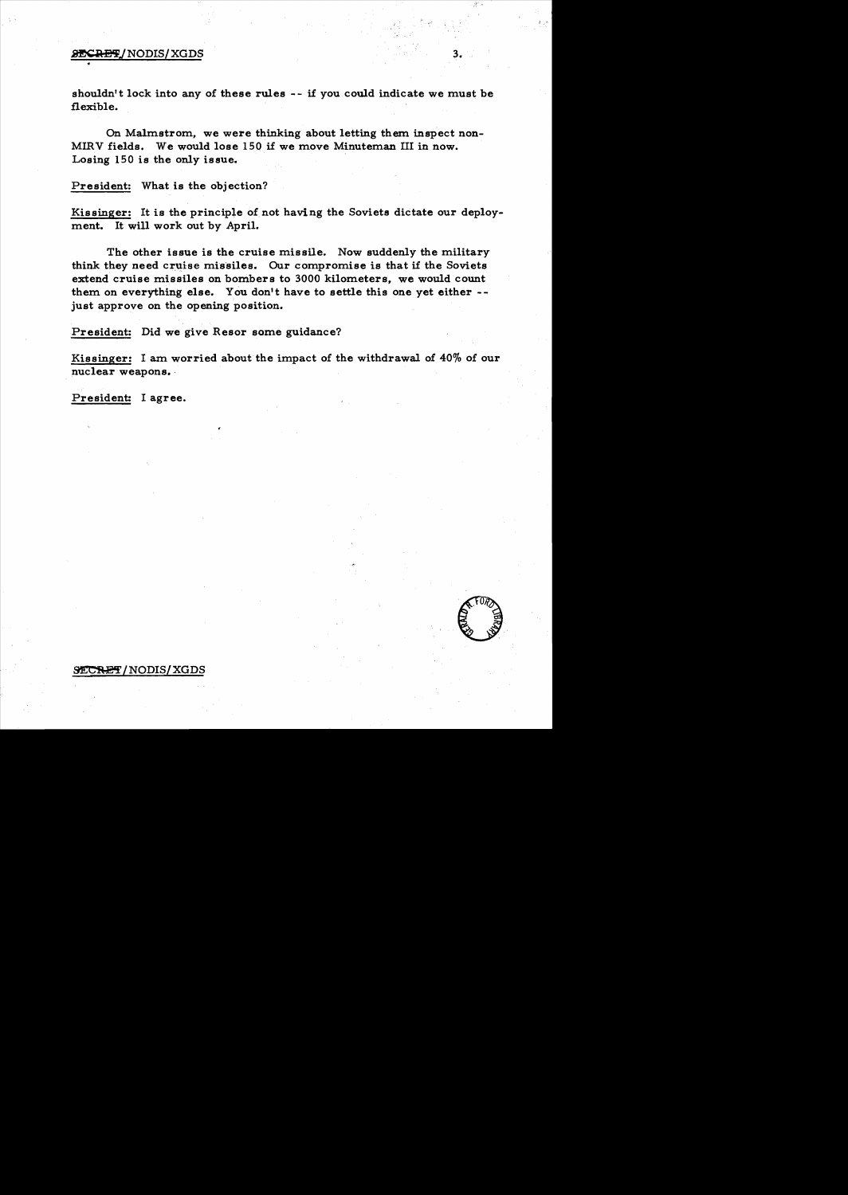shouldn't lock into any of these rules -- if you could indicate we must be flexible.

On Malmstrom, we were thinking about letting them inspect non-MIRV fields. We would lose 150 if we move Minuteman III in now. Losing 150 is the only issue.

President: What is the objection?

Kissinger: It is the principle of not having the Soviets dictate our deployment. It will work out by April.

The other issue is the cruise missile. Now suddenly the military think they need cruise missiles. Our compromise is that if the Soviets extend cruise missiles on bombers to 3000 kilometers, we would count them on everything else. You don't have to settle this one yet either -- just approve on the opening position.

President: Did we give Resor some guidance?

Kissinger: I am worried about the impact of the withdrawal of 40% of our nuclear weapons.

President: I agree.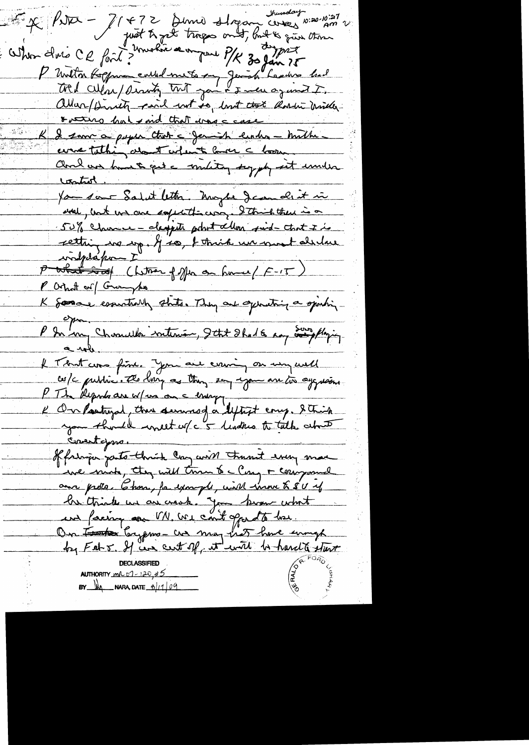* Peter – 71 & 72 Demo slogan [Thursday] covers 10:20-10:27 AM ✓ just to get troops out, but to give them
When does CR fail? unclear [P/K 30 Jan 75 Gymnast]

P Milton Hoffman called me to say Jewish leaders had told Allon/Dinitz that you & I were against I. Allon/Dinitz said not so, but that Rabin/Mills & others had said that was the case.

K I saw a paper that the Jewish leaders – Mills – were talking about what to have the loan. Could we have to get the military supply set under control.

You saw Sadat letter. Maybe I can do it in detail, but we are sufficiently cozy. I think there is a 50% chance – despite what Allon said – that I is setting us up. If so, I think we must declare withdrawal from I.

P What about (Letter of offer on home / F-15)

P What of Gromyko

K Soviet essentially shits. They are operating a sparking open.

P In my Chancellor interview, I that I had to say something playing a role.

K That was fine. You are earning on very well w/ the public. As long as they say you are too aggressive.

P The Republicans are w/ us on the energy.

K On Portugal, there rumors of a leftist coup. I think you should meet w/ the 5 leaders to talk about events.

If foreign parts think Cong will thwart every move we make, they will turn to the Cong & compound our probs. Chou, for example, will move to SU if he thinks we are weak. You know what we're facing on VN. We can't afford to lose.

On Turkey Cyprus – we may not have enough by Feb 5. If we cut off, it will be hard to start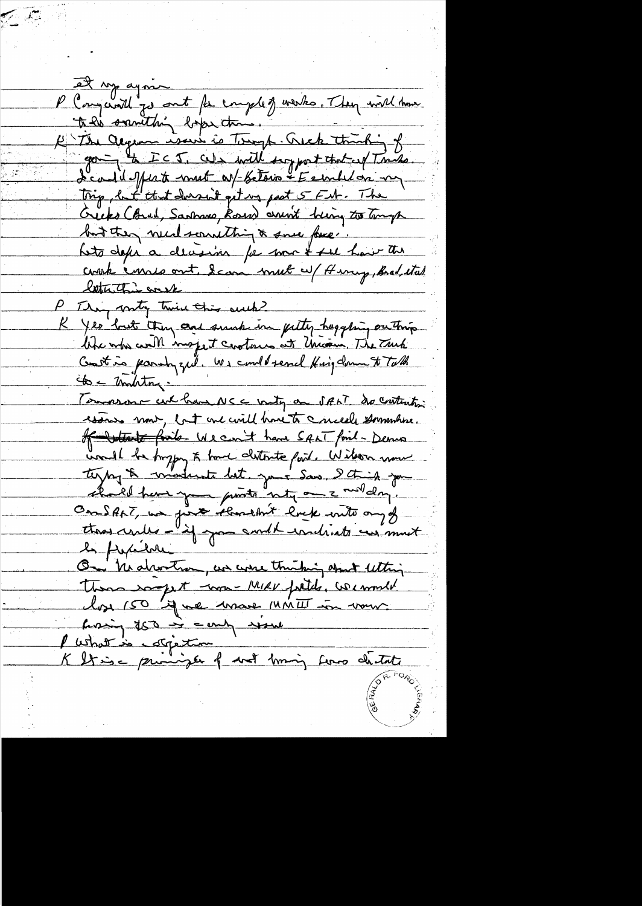at my again

P Cong will go out for couple of weeks. They will have to do something before then.

K The Aegean issue is tough. Greek thinking of going to ICJ. We will support that if Turks. I could offer to meet w/ Bitsios & Esenbel on my trip, but that doesn't get us past 5 Feb. The Greeks (Brad, Sarbanes, Rosen) aren't being too tough but they need something to save face. Let's defer a decision for now & see how this week comes out. I can meet w/ Henry, Brad, etc. later this week.

P They vote twice this week?

K Yes but they are snuck in petty haggling on things like who will inspect customs at Unions. The Turk Govt is paralyzed. We could send Haig down to talk to military.

Tomorrow we have NSC mtg on SALT. No contentious issues now, but we will have to concede somewhere. If detente fails. We can't have SALT fail – Dems would be happy to have detente fail. Wilson now trying to moderate but. you & Saxe. I think you should have your points mtg on 2nd day.

On SALT, we just shouldn't lock into any of those rules – if you could indicate we must be flexible.

On Warhead, we were thinking about letting them inspect non-MIRV fields. We would lose 150 if we move MMIII in now. Losing 250 → only issue

P What is objection

K It is a principle of not having Cong dictate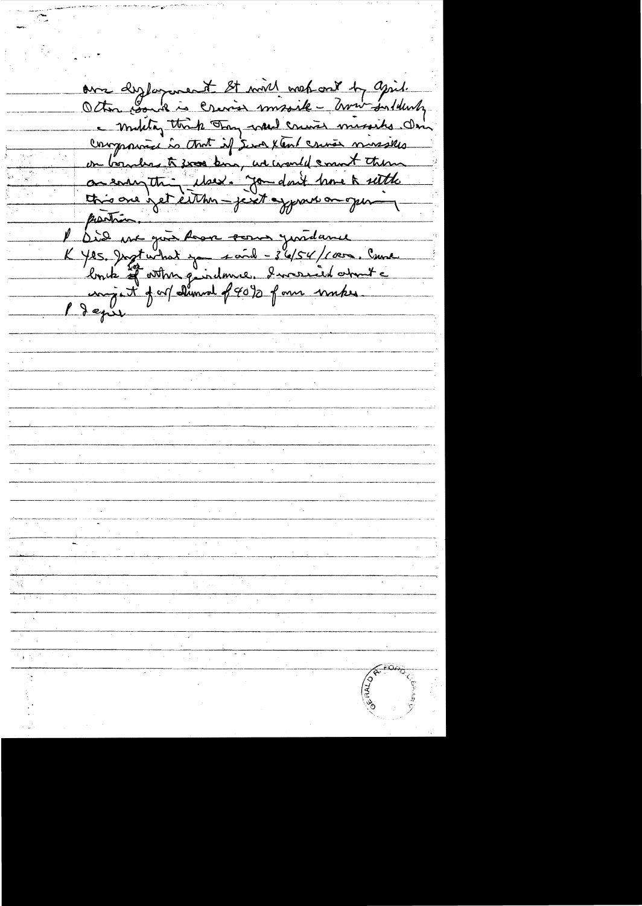our deployment & it will work out by April.
Other issue is Cruise missile - Now suddenly military think they need cruise missiles. Our compromise is that if SW [?] xtnl cruise missiles on bombers to 3000 kms, we would count them as anything else. You don't have to settle this one yet either - just approve an opening position.

P Did we give Rosa some guidance

K Yes. Just what you said - 36/54/1000. Came back of other guidance. I worried about a mix of o[?] demand of 40% of our nukes.

P I agree